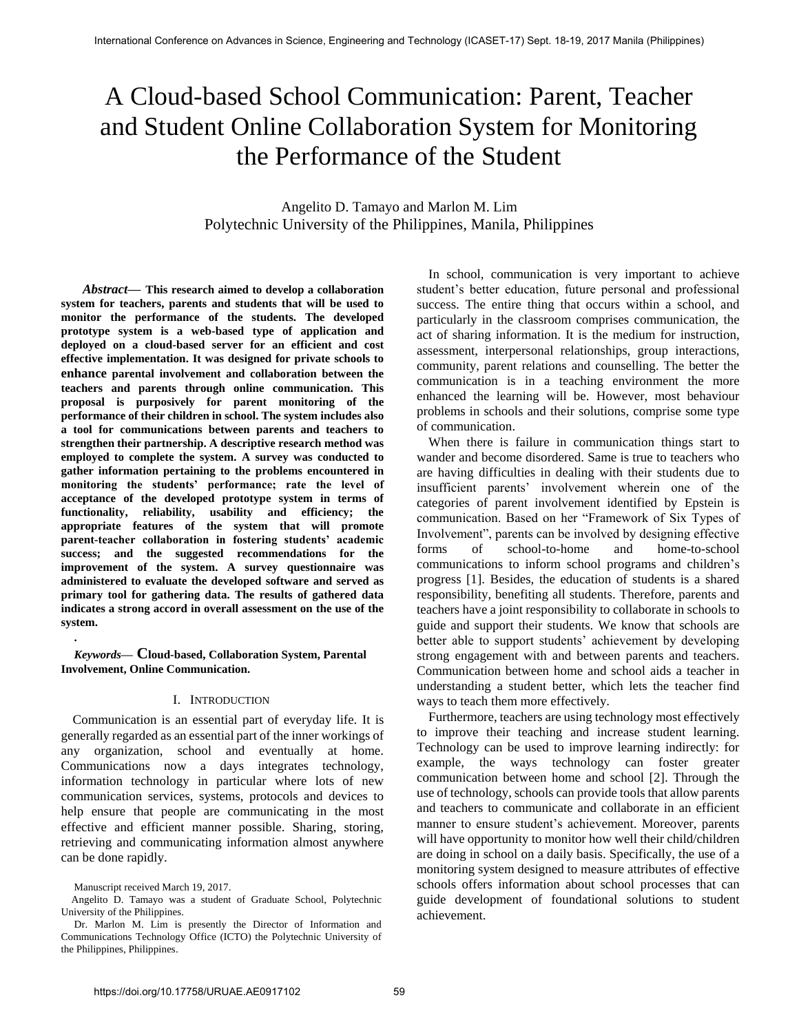# A Cloud-based School Communication: Parent, Teacher and Student Online Collaboration System for Monitoring the Performance of the Student

Angelito D. Tamayo and Marlon M. Lim
Polytechnic University of the Philippines, Manila, Philippines

***Abstract*— This research aimed to develop a collaboration system for teachers, parents and students that will be used to monitor the performance of the students. The developed prototype system is a web-based type of application and deployed on a cloud-based server for an efficient and cost effective implementation. It was designed for private schools to enhance parental involvement and collaboration between the teachers and parents through online communication. This proposal is purposively for parent monitoring of the performance of their children in school. The system includes also a tool for communications between parents and teachers to strengthen their partnership. A descriptive research method was employed to complete the system. A survey was conducted to gather information pertaining to the problems encountered in monitoring the students' performance; rate the level of acceptance of the developed prototype system in terms of functionality, reliability, usability and efficiency; the appropriate features of the system that will promote parent-teacher collaboration in fostering students' academic success; and the suggested recommendations for the improvement of the system. A survey questionnaire was administered to evaluate the developed software and served as primary tool for gathering data. The results of gathered data indicates a strong accord in overall assessment on the use of the system.**

.

***Keywords*— Cloud-based, Collaboration System, Parental Involvement, Online Communication.**

## I. Introduction

Communication is an essential part of everyday life. It is generally regarded as an essential part of the inner workings of any organization, school and eventually at home. Communications now a days integrates technology, information technology in particular where lots of new communication services, systems, protocols and devices to help ensure that people are communicating in the most effective and efficient manner possible. Sharing, storing, retrieving and communicating information almost anywhere can be done rapidly.

Manuscript received March 19, 2017.

Angelito D. Tamayo was a student of Graduate School, Polytechnic University of the Philippines.

Dr. Marlon M. Lim is presently the Director of Information and Communications Technology Office (ICTO) the Polytechnic University of the Philippines, Philippines.

In school, communication is very important to achieve student's better education, future personal and professional success. The entire thing that occurs within a school, and particularly in the classroom comprises communication, the act of sharing information. It is the medium for instruction, assessment, interpersonal relationships, group interactions, community, parent relations and counselling. The better the communication is in a teaching environment the more enhanced the learning will be. However, most behaviour problems in schools and their solutions, comprise some type of communication.

When there is failure in communication things start to wander and become disordered. Same is true to teachers who are having difficulties in dealing with their students due to insufficient parents' involvement wherein one of the categories of parent involvement identified by Epstein is communication. Based on her "Framework of Six Types of Involvement", parents can be involved by designing effective forms of school-to-home and home-to-school communications to inform school programs and children's progress [1]. Besides, the education of students is a shared responsibility, benefiting all students. Therefore, parents and teachers have a joint responsibility to collaborate in schools to guide and support their students. We know that schools are better able to support students' achievement by developing strong engagement with and between parents and teachers. Communication between home and school aids a teacher in understanding a student better, which lets the teacher find ways to teach them more effectively.

Furthermore, teachers are using technology most effectively to improve their teaching and increase student learning. Technology can be used to improve learning indirectly: for example, the ways technology can foster greater communication between home and school [2]. Through the use of technology, schools can provide tools that allow parents and teachers to communicate and collaborate in an efficient manner to ensure student's achievement. Moreover, parents will have opportunity to monitor how well their child/children are doing in school on a daily basis. Specifically, the use of a monitoring system designed to measure attributes of effective schools offers information about school processes that can guide development of foundational solutions to student achievement.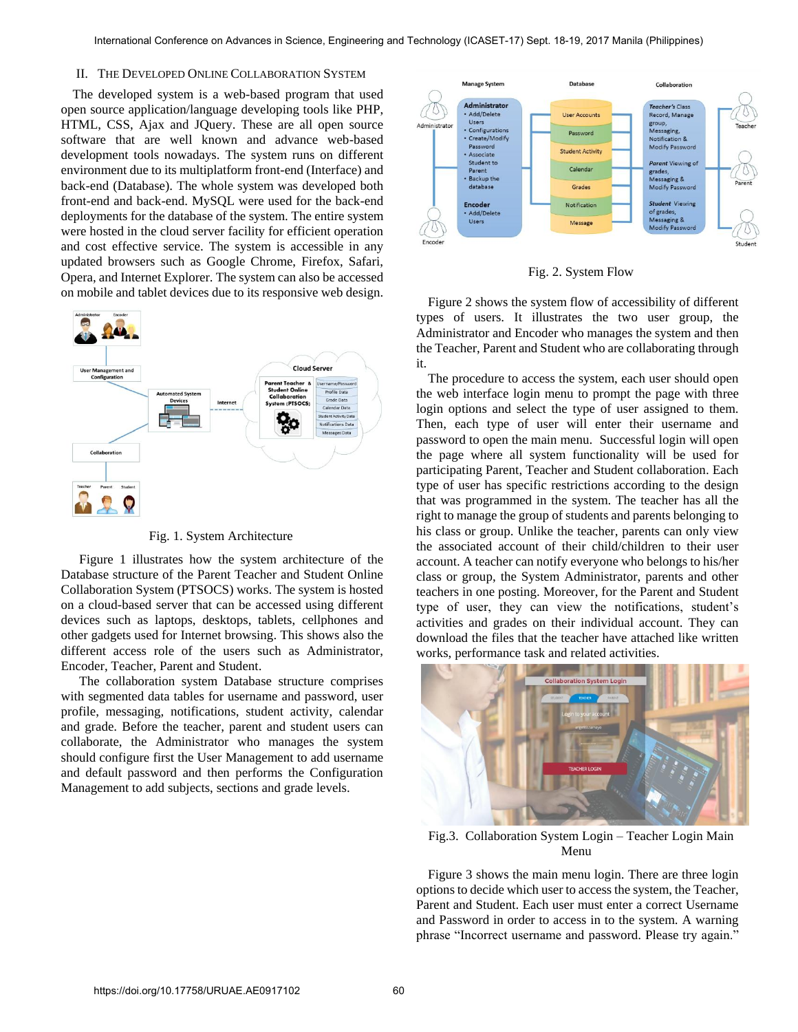## II. The Developed Online Collaboration System

The developed system is a web-based program that used open source application/language developing tools like PHP, HTML, CSS, Ajax and JQuery. These are all open source software that are well known and advance web-based development tools nowadays. The system runs on different environment due to its multiplatform front-end (Interface) and back-end (Database). The whole system was developed both front-end and back-end. MySQL were used for the back-end deployments for the database of the system. The entire system were hosted in the cloud server facility for efficient operation and cost effective service. The system is accessible in any updated browsers such as Google Chrome, Firefox, Safari, Opera, and Internet Explorer. The system can also be accessed on mobile and tablet devices due to its responsive web design.

Fig. 1. System Architecture

Figure 1 illustrates how the system architecture of the Database structure of the Parent Teacher and Student Online Collaboration System (PTSOCS) works. The system is hosted on a cloud-based server that can be accessed using different devices such as laptops, desktops, tablets, cellphones and other gadgets used for Internet browsing. This shows also the different access role of the users such as Administrator, Encoder, Teacher, Parent and Student.

The collaboration system Database structure comprises with segmented data tables for username and password, user profile, messaging, notifications, student activity, calendar and grade. Before the teacher, parent and student users can collaborate, the Administrator who manages the system should configure first the User Management to add username and default password and then performs the Configuration Management to add subjects, sections and grade levels.

Fig. 2. System Flow

Figure 2 shows the system flow of accessibility of different types of users. It illustrates the two user group, the Administrator and Encoder who manages the system and then the Teacher, Parent and Student who are collaborating through it.

The procedure to access the system, each user should open the web interface login menu to prompt the page with three login options and select the type of user assigned to them. Then, each type of user will enter their username and password to open the main menu. Successful login will open the page where all system functionality will be used for participating Parent, Teacher and Student collaboration. Each type of user has specific restrictions according to the design that was programmed in the system. The teacher has all the right to manage the group of students and parents belonging to his class or group. Unlike the teacher, parents can only view the associated account of their child/children to their user account. A teacher can notify everyone who belongs to his/her class or group, the System Administrator, parents and other teachers in one posting. Moreover, for the Parent and Student type of user, they can view the notifications, student's activities and grades on their individual account. They can download the files that the teacher have attached like written works, performance task and related activities.

Fig.3. Collaboration System Login – Teacher Login Main Menu

Figure 3 shows the main menu login. There are three login options to decide which user to access the system, the Teacher, Parent and Student. Each user must enter a correct Username and Password in order to access in to the system. A warning phrase "Incorrect username and password. Please try again."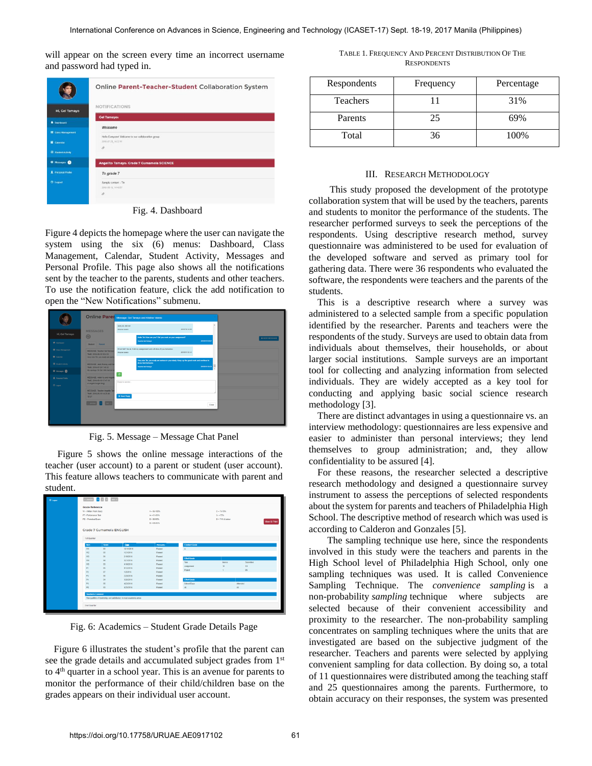will appear on the screen every time an incorrect username and password had typed in.

Fig. 4. Dashboard

Figure 4 depicts the homepage where the user can navigate the system using the six (6) menus: Dashboard, Class Management, Calendar, Student Activity, Messages and Personal Profile. This page also shows all the notifications sent by the teacher to the parents, students and other teachers. To use the notification feature, click the add notification to open the "New Notifications" submenu.

Fig. 5. Message – Message Chat Panel

Figure 5 shows the online message interactions of the teacher (user account) to a parent or student (user account). This feature allows teachers to communicate with parent and student.

Fig. 6: Academics – Student Grade Details Page

Figure 6 illustrates the student's profile that the parent can see the grade details and accumulated subject grades from 1st to 4th quarter in a school year. This is an avenue for parents to monitor the performance of their child/children base on the grades appears on their individual user account.

TABLE 1. FREQUENCY AND PERCENT DISTRIBUTION OF THE RESPONDENTS

| Respondents | Frequency | Percentage |
|---|---|---|
| Teachers | 11 | 31% |
| Parents | 25 | 69% |
| Total | 36 | 100% |

## III. RESEARCH METHODOLOGY

This study proposed the development of the prototype collaboration system that will be used by the teachers, parents and students to monitor the performance of the students. The researcher performed surveys to seek the perceptions of the respondents. Using descriptive research method, survey questionnaire was administered to be used for evaluation of the developed software and served as primary tool for gathering data. There were 36 respondents who evaluated the software, the respondents were teachers and the parents of the students.

This is a descriptive research where a survey was administered to a selected sample from a specific population identified by the researcher. Parents and teachers were the respondents of the study. Surveys are used to obtain data from individuals about themselves, their households, or about larger social institutions. Sample surveys are an important tool for collecting and analyzing information from selected individuals. They are widely accepted as a key tool for conducting and applying basic social science research methodology [3].

There are distinct advantages in using a questionnaire vs. an interview methodology: questionnaires are less expensive and easier to administer than personal interviews; they lend themselves to group administration; and, they allow confidentiality to be assured [4].

For these reasons, the researcher selected a descriptive research methodology and designed a questionnaire survey instrument to assess the perceptions of selected respondents about the system for parents and teachers of Philadelphia High School. The descriptive method of research which was used is according to Calderon and Gonzales [5].

The sampling technique use here, since the respondents involved in this study were the teachers and parents in the High School level of Philadelphia High School, only one sampling techniques was used. It is called Convenience Sampling Technique. The *convenience sampling* is a non-probability *sampling* technique where subjects are selected because of their convenient accessibility and proximity to the researcher. The non-probability sampling concentrates on sampling techniques where the units that are investigated are based on the subjective judgment of the researcher. Teachers and parents were selected by applying convenient sampling for data collection. By doing so, a total of 11 questionnaires were distributed among the teaching staff and 25 questionnaires among the parents. Furthermore, to obtain accuracy on their responses, the system was presented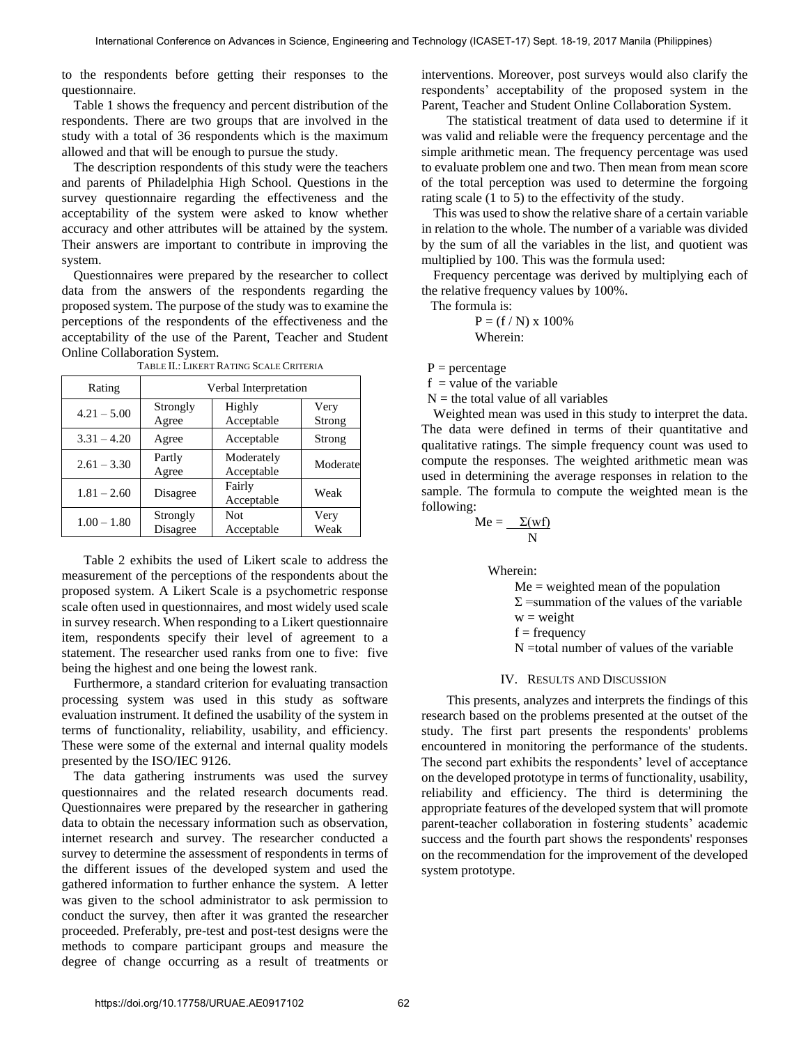to the respondents before getting their responses to the questionnaire.

Table 1 shows the frequency and percent distribution of the respondents. There are two groups that are involved in the study with a total of 36 respondents which is the maximum allowed and that will be enough to pursue the study.

The description respondents of this study were the teachers and parents of Philadelphia High School. Questions in the survey questionnaire regarding the effectiveness and the acceptability of the system were asked to know whether accuracy and other attributes will be attained by the system. Their answers are important to contribute in improving the system.

Questionnaires were prepared by the researcher to collect data from the answers of the respondents regarding the proposed system. The purpose of the study was to examine the perceptions of the respondents of the effectiveness and the acceptability of the use of the Parent, Teacher and Student Online Collaboration System.

TABLE II.: LIKERT RATING SCALE CRITERIA

| Rating | Verbal Interpretation | | |
|---|---|---|---|
| 4.21 – 5.00 | Strongly Agree | Highly Acceptable | Very Strong |
| 3.31 – 4.20 | Agree | Acceptable | Strong |
| 2.61 – 3.30 | Partly Agree | Moderately Acceptable | Moderate |
| 1.81 – 2.60 | Disagree | Fairly Acceptable | Weak |
| 1.00 – 1.80 | Strongly Disagree | Not Acceptable | Very Weak |

Table 2 exhibits the used of Likert scale to address the measurement of the perceptions of the respondents about the proposed system. A Likert Scale is a psychometric response scale often used in questionnaires, and most widely used scale in survey research. When responding to a Likert questionnaire item, respondents specify their level of agreement to a statement. The researcher used ranks from one to five: five being the highest and one being the lowest rank.

Furthermore, a standard criterion for evaluating transaction processing system was used in this study as software evaluation instrument. It defined the usability of the system in terms of functionality, reliability, usability, and efficiency. These were some of the external and internal quality models presented by the ISO/IEC 9126.

The data gathering instruments was used the survey questionnaires and the related research documents read. Questionnaires were prepared by the researcher in gathering data to obtain the necessary information such as observation, internet research and survey. The researcher conducted a survey to determine the assessment of respondents in terms of the different issues of the developed system and used the gathered information to further enhance the system. A letter was given to the school administrator to ask permission to conduct the survey, then after it was granted the researcher proceeded. Preferably, pre-test and post-test designs were the methods to compare participant groups and measure the degree of change occurring as a result of treatments or interventions. Moreover, post surveys would also clarify the respondents' acceptability of the proposed system in the Parent, Teacher and Student Online Collaboration System.

The statistical treatment of data used to determine if it was valid and reliable were the frequency percentage and the simple arithmetic mean. The frequency percentage was used to evaluate problem one and two. Then mean from mean score of the total perception was used to determine the forgoing rating scale (1 to 5) to the effectivity of the study.

This was used to show the relative share of a certain variable in relation to the whole. The number of a variable was divided by the sum of all the variables in the list, and quotient was multiplied by 100. This was the formula used:

Frequency percentage was derived by multiplying each of the relative frequency values by 100%.

The formula is:

$$P = (f / N) \times 100\%$$

Wherein:

$P$ = percentage  
$f$ = value of the variable  
$N$ = the total value of all variables

Weighted mean was used in this study to interpret the data. The data were defined in terms of their quantitative and qualitative ratings. The simple frequency count was used to compute the responses. The weighted arithmetic mean was used in determining the average responses in relation to the sample. The formula to compute the weighted mean is the following:

$$Me = \frac{\Sigma(wf)}{N}$$

Wherein:

$Me$ = weighted mean of the population  
$\Sigma$ = summation of the values of the variable  
$w$ = weight  
$f$ = frequency  
$N$ = total number of values of the variable

## IV. RESULTS AND DISCUSSION

This presents, analyzes and interprets the findings of this research based on the problems presented at the outset of the study. The first part presents the respondents' problems encountered in monitoring the performance of the students. The second part exhibits the respondents' level of acceptance on the developed prototype in terms of functionality, usability, reliability and efficiency. The third is determining the appropriate features of the developed system that will promote parent-teacher collaboration in fostering students' academic success and the fourth part shows the respondents' responses on the recommendation for the improvement of the developed system prototype.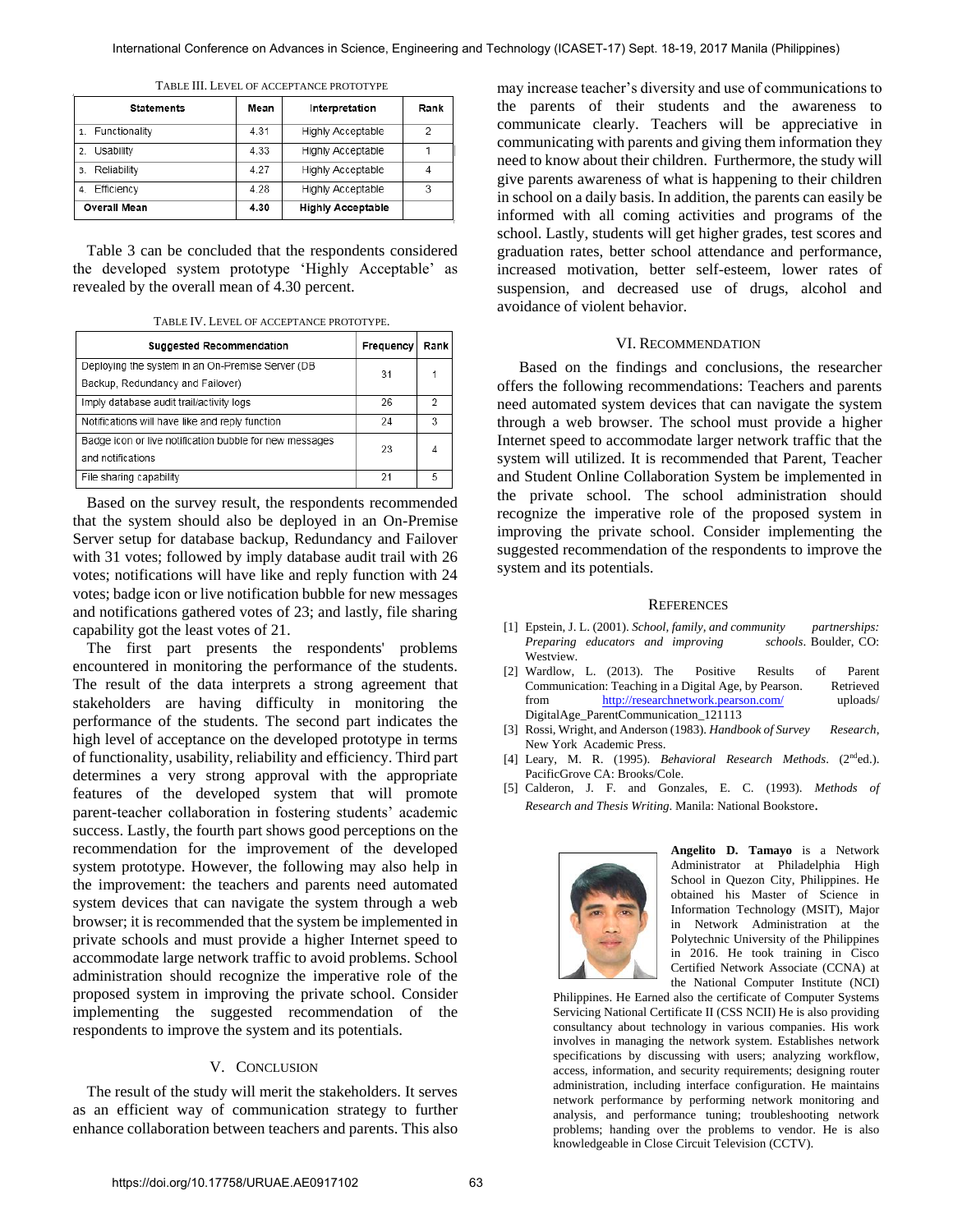TABLE III. LEVEL OF ACCEPTANCE PROTOTYPE

| Statements | Mean | Interpretation | Rank |
|---|---|---|---|
| 1. Functionality | 4.31 | Highly Acceptable | 2 |
| 2. Usability | 4.33 | Highly Acceptable | 1 |
| 3. Reliability | 4.27 | Highly Acceptable | 4 |
| 4. Efficiency | 4.28 | Highly Acceptable | 3 |
| **Overall Mean** | **4.30** | **Highly Acceptable** | |

Table 3 can be concluded that the respondents considered the developed system prototype 'Highly Acceptable' as revealed by the overall mean of 4.30 percent.

TABLE IV. LEVEL OF ACCEPTANCE PROTOTYPE.

| Suggested Recommendation | Frequency | Rank |
|---|---|---|
| Deploying the system in an On-Premise Server (DB Backup, Redundancy and Failover) | 31 | 1 |
| Imply database audit trail/activity logs | 26 | 2 |
| Notifications will have like and reply function | 24 | 3 |
| Badge icon or live notification bubble for new messages and notifications | 23 | 4 |
| File sharing capability | 21 | 5 |

Based on the survey result, the respondents recommended that the system should also be deployed in an On-Premise Server setup for database backup, Redundancy and Failover with 31 votes; followed by imply database audit trail with 26 votes; notifications will have like and reply function with 24 votes; badge icon or live notification bubble for new messages and notifications gathered votes of 23; and lastly, file sharing capability got the least votes of 21.

The first part presents the respondents' problems encountered in monitoring the performance of the students. The result of the data interprets a strong agreement that stakeholders are having difficulty in monitoring the performance of the students. The second part indicates the high level of acceptance on the developed prototype in terms of functionality, usability, reliability and efficiency. Third part determines a very strong approval with the appropriate features of the developed system that will promote parent-teacher collaboration in fostering students' academic success. Lastly, the fourth part shows good perceptions on the recommendation for the improvement of the developed system prototype. However, the following may also help in the improvement: the teachers and parents need automated system devices that can navigate the system through a web browser; it is recommended that the system be implemented in private schools and must provide a higher Internet speed to accommodate large network traffic to avoid problems. School administration should recognize the imperative role of the proposed system in improving the private school. Consider implementing the suggested recommendation of the respondents to improve the system and its potentials.

## V. CONCLUSION

The result of the study will merit the stakeholders. It serves as an efficient way of communication strategy to further enhance collaboration between teachers and parents. This also may increase teacher's diversity and use of communications to the parents of their students and the awareness to communicate clearly. Teachers will be appreciative in communicating with parents and giving them information they need to know about their children. Furthermore, the study will give parents awareness of what is happening to their children in school on a daily basis. In addition, the parents can easily be informed with all coming activities and programs of the school. Lastly, students will get higher grades, test scores and graduation rates, better school attendance and performance, increased motivation, better self-esteem, lower rates of suspension, and decreased use of drugs, alcohol and avoidance of violent behavior.

## VI. RECOMMENDATION

Based on the findings and conclusions, the researcher offers the following recommendations: Teachers and parents need automated system devices that can navigate the system through a web browser. The school must provide a higher Internet speed to accommodate larger network traffic that the system will utilized. It is recommended that Parent, Teacher and Student Online Collaboration System be implemented in the private school. The school administration should recognize the imperative role of the proposed system in improving the private school. Consider implementing the suggested recommendation of the respondents to improve the system and its potentials.

## REFERENCES

[1] Epstein, J. L. (2001). *School, family, and community partnerships: Preparing educators and improving schools*. Boulder, CO: Westview.

[2] Wardlow, L. (2013). The Positive Results of Parent Communication: Teaching in a Digital Age, by Pearson. Retrieved from http://researchnetwork.pearson.com/ uploads/ DigitalAge_ParentCommunication_121113

[3] Rossi, Wright, and Anderson (1983). *Handbook of Survey Research*, New York Academic Press.

[4] Leary, M. R. (1995). *Behavioral Research Methods*. (2nd ed.). PacificGrove CA: Brooks/Cole.

[5] Calderon, J. F. and Gonzales, E. C. (1993). *Methods of Research and Thesis Writing*. Manila: National Bookstore.

**Angelito D. Tamayo** is a Network Administrator at Philadelphia High School in Quezon City, Philippines. He obtained his Master of Science in Information Technology (MSIT), Major in Network Administration at the Polytechnic University of the Philippines in 2016. He took training in Cisco Certified Network Associate (CCNA) at the National Computer Institute (NCI) Philippines. He Earned also the certificate of Computer Systems Servicing National Certificate II (CSS NCII) He is also providing consultancy about technology in various companies. His work involves in managing the network system. Establishes network specifications by discussing with users; analyzing workflow, access, information, and security requirements; designing router administration, including interface configuration. He maintains network performance by performing network monitoring and analysis, and performance tuning; troubleshooting network problems; handing over the problems to vendor. He is also knowledgeable in Close Circuit Television (CCTV).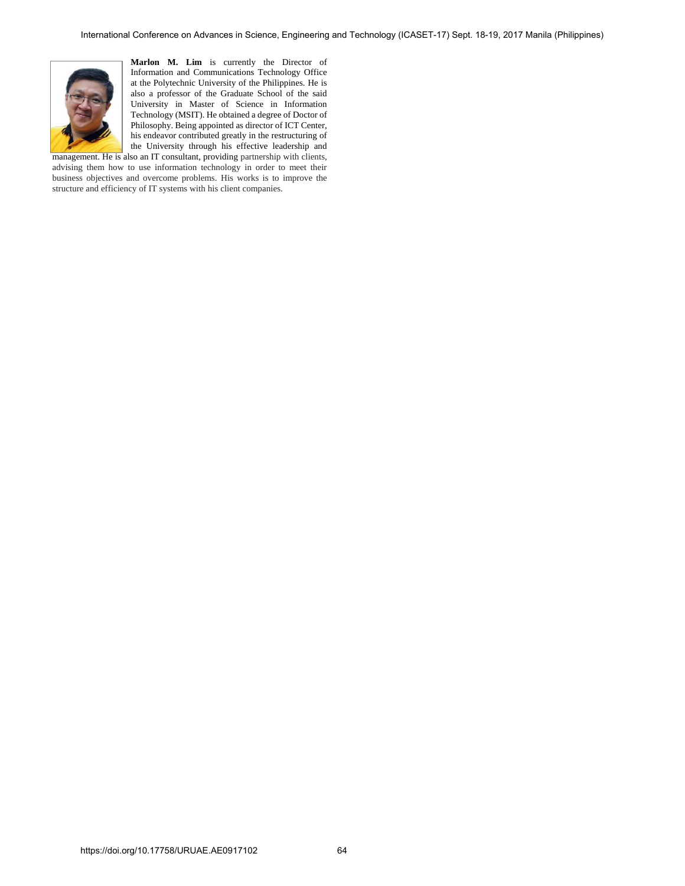**Marlon M. Lim** is currently the Director of Information and Communications Technology Office at the Polytechnic University of the Philippines. He is also a professor of the Graduate School of the said University in Master of Science in Information Technology (MSIT). He obtained a degree of Doctor of Philosophy. Being appointed as director of ICT Center, his endeavor contributed greatly in the restructuring of the University through his effective leadership and management. He is also an IT consultant, providing partnership with clients, advising them how to use information technology in order to meet their business objectives and overcome problems. His works is to improve the structure and efficiency of IT systems with his client companies.